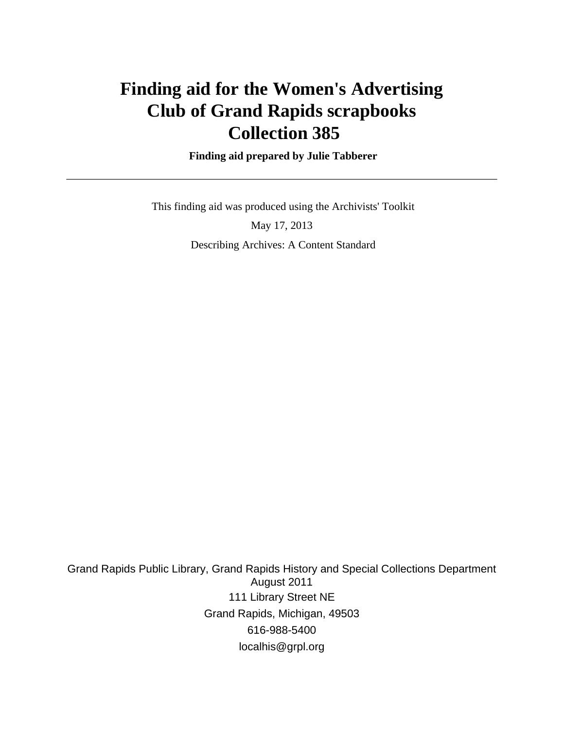# Finding aid for the Women's Advertising Club of Grand Rapids scrapbooks Collection 385

**Finding aid prepared by Julie Tabberer**

---

This finding aid was produced using the Archivists' Toolkit

May 17, 2013

Describing Archives: A Content Standard

Grand Rapids Public Library, Grand Rapids History and Special Collections Department
August 2011
111 Library Street NE
Grand Rapids, Michigan, 49503
616-988-5400
localhis@grpl.org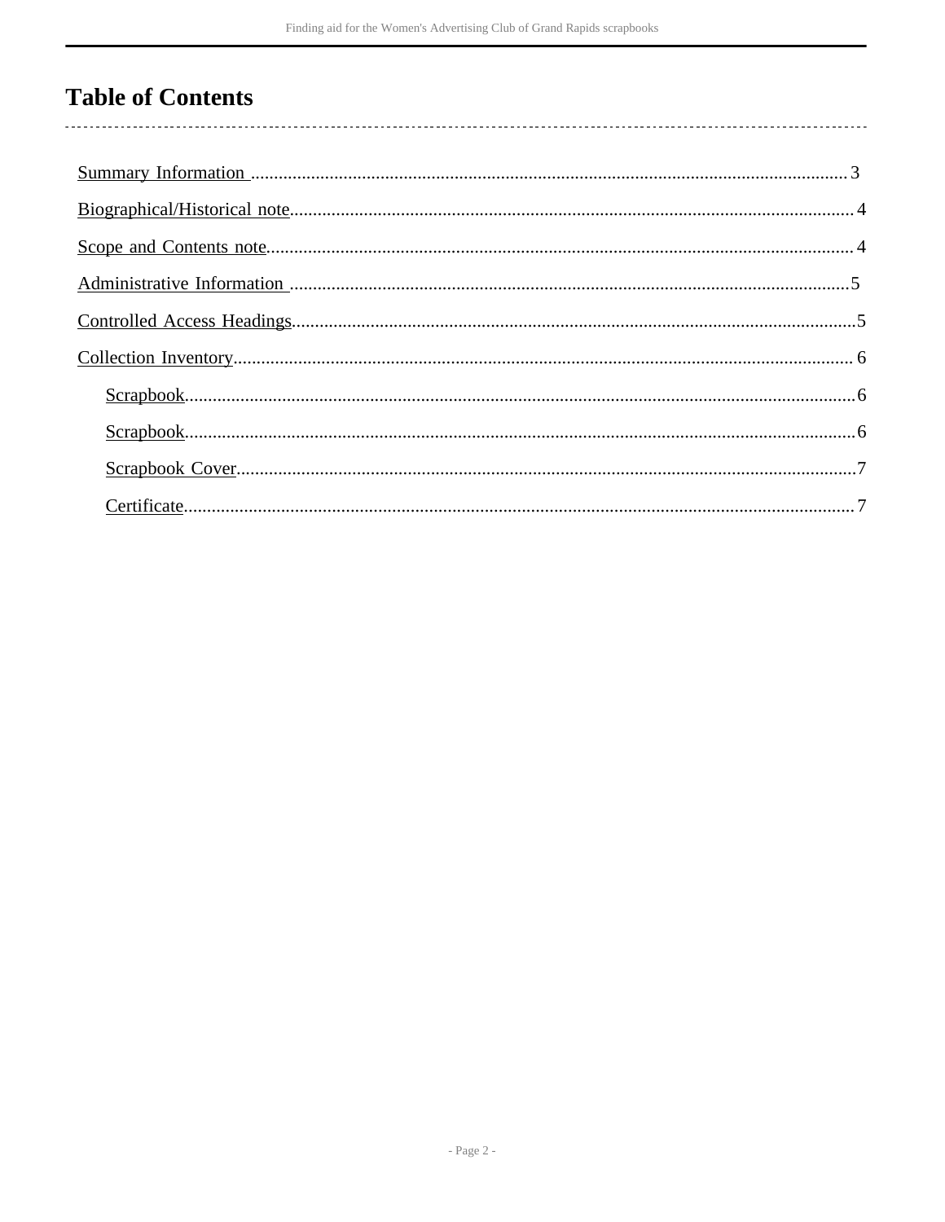# Table of Contents

- Summary Information ........ 3
- Biographical/Historical note ........ 4
- Scope and Contents note ........ 4
- Administrative Information ........ 5
- Controlled Access Headings ........ 5
- Collection Inventory ........ 6
  - Scrapbook ........ 6
  - Scrapbook ........ 6
  - Scrapbook Cover ........ 7
  - Certificate ........ 7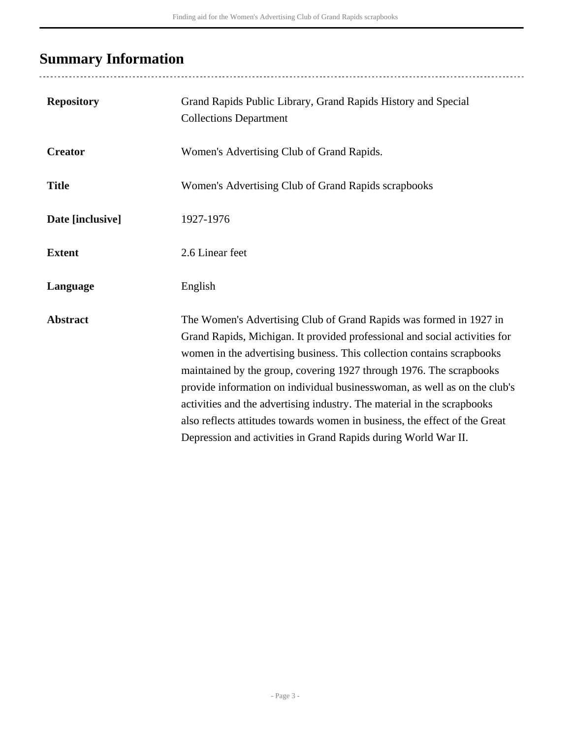## Summary Information

| | |
|---|---|
| **Repository** | Grand Rapids Public Library, Grand Rapids History and Special Collections Department |
| **Creator** | Women's Advertising Club of Grand Rapids. |
| **Title** | Women's Advertising Club of Grand Rapids scrapbooks |
| **Date [inclusive]** | 1927-1976 |
| **Extent** | 2.6 Linear feet |
| **Language** | English |
| **Abstract** | The Women's Advertising Club of Grand Rapids was formed in 1927 in Grand Rapids, Michigan. It provided professional and social activities for women in the advertising business. This collection contains scrapbooks maintained by the group, covering 1927 through 1976. The scrapbooks provide information on individual businesswoman, as well as on the club's activities and the advertising industry. The material in the scrapbooks also reflects attitudes towards women in business, the effect of the Great Depression and activities in Grand Rapids during World War II. |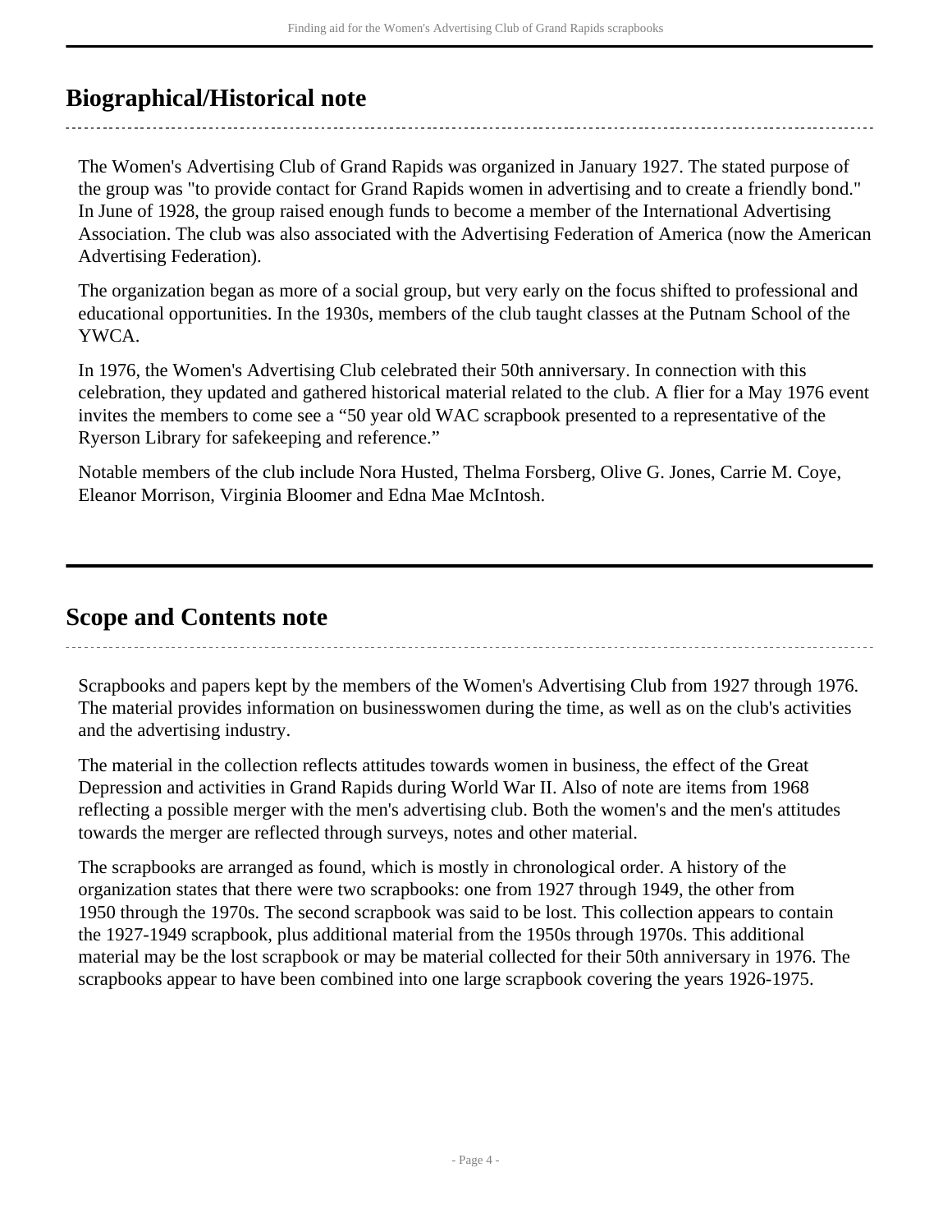## Biographical/Historical note

The Women's Advertising Club of Grand Rapids was organized in January 1927. The stated purpose of the group was "to provide contact for Grand Rapids women in advertising and to create a friendly bond." In June of 1928, the group raised enough funds to become a member of the International Advertising Association. The club was also associated with the Advertising Federation of America (now the American Advertising Federation).

The organization began as more of a social group, but very early on the focus shifted to professional and educational opportunities. In the 1930s, members of the club taught classes at the Putnam School of the YWCA.

In 1976, the Women's Advertising Club celebrated their 50th anniversary. In connection with this celebration, they updated and gathered historical material related to the club. A flier for a May 1976 event invites the members to come see a “50 year old WAC scrapbook presented to a representative of the Ryerson Library for safekeeping and reference.”

Notable members of the club include Nora Husted, Thelma Forsberg, Olive G. Jones, Carrie M. Coye, Eleanor Morrison, Virginia Bloomer and Edna Mae McIntosh.

## Scope and Contents note

Scrapbooks and papers kept by the members of the Women's Advertising Club from 1927 through 1976. The material provides information on businesswomen during the time, as well as on the club's activities and the advertising industry.

The material in the collection reflects attitudes towards women in business, the effect of the Great Depression and activities in Grand Rapids during World War II. Also of note are items from 1968 reflecting a possible merger with the men's advertising club. Both the women's and the men's attitudes towards the merger are reflected through surveys, notes and other material.

The scrapbooks are arranged as found, which is mostly in chronological order. A history of the organization states that there were two scrapbooks: one from 1927 through 1949, the other from 1950 through the 1970s. The second scrapbook was said to be lost. This collection appears to contain the 1927-1949 scrapbook, plus additional material from the 1950s through 1970s. This additional material may be the lost scrapbook or may be material collected for their 50th anniversary in 1976. The scrapbooks appear to have been combined into one large scrapbook covering the years 1926-1975.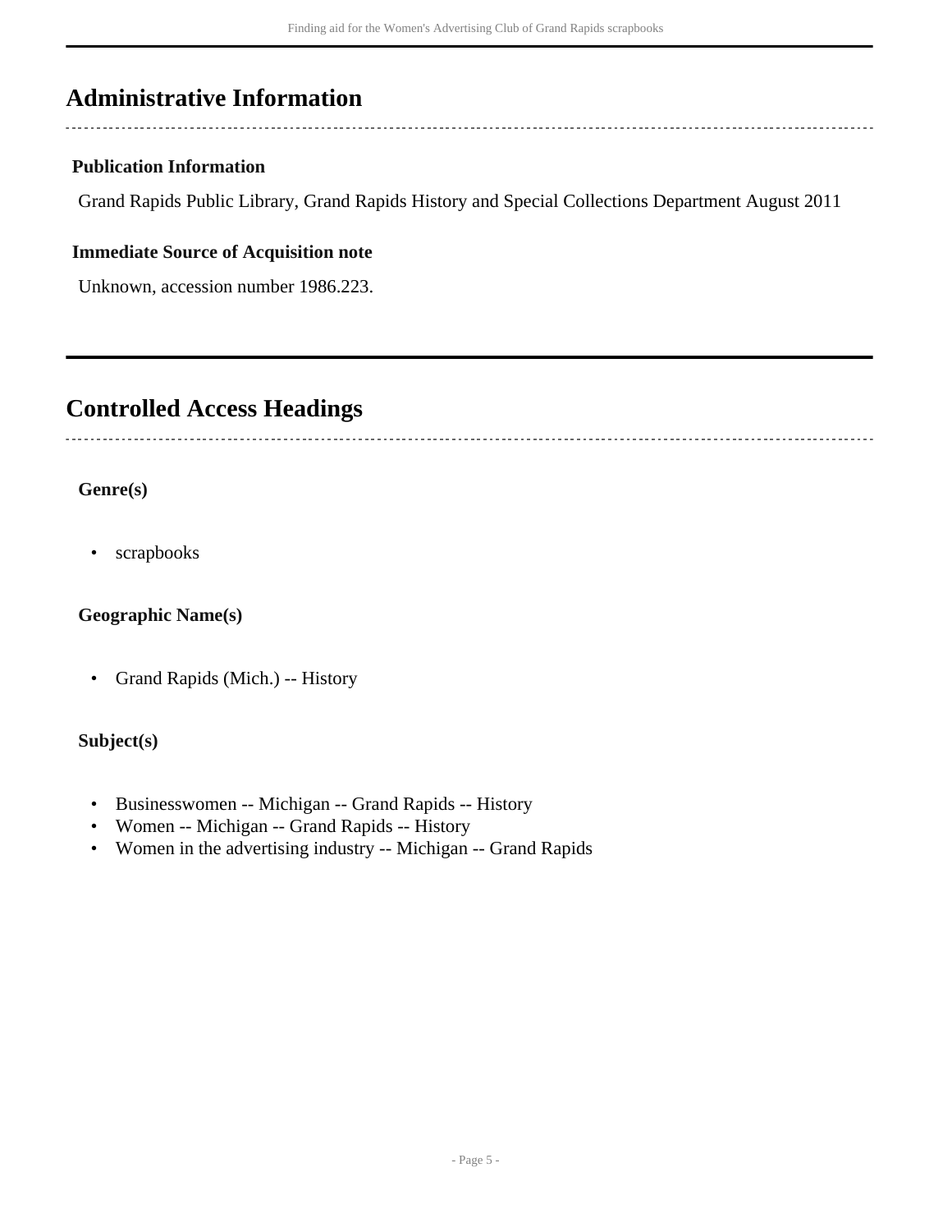## Administrative Information

### Publication Information

Grand Rapids Public Library, Grand Rapids History and Special Collections Department August 2011

### Immediate Source of Acquisition note

Unknown, accession number 1986.223.

## Controlled Access Headings

### Genre(s)

- scrapbooks

### Geographic Name(s)

- Grand Rapids (Mich.) -- History

### Subject(s)

- Businesswomen -- Michigan -- Grand Rapids -- History
- Women -- Michigan -- Grand Rapids -- History
- Women in the advertising industry -- Michigan -- Grand Rapids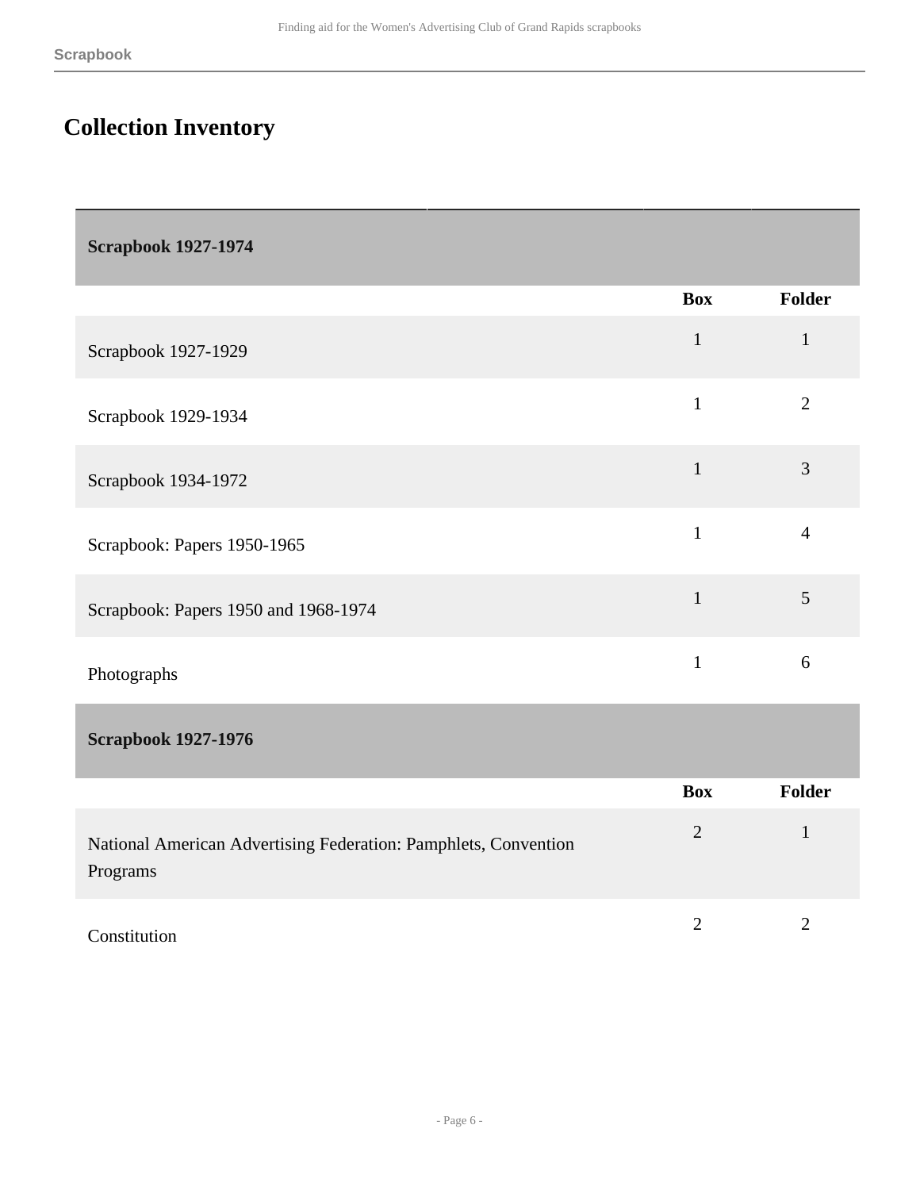## Collection Inventory

| Scrapbook 1927-1974 | | |
|---|---|---|
| | **Box** | **Folder** |
| Scrapbook 1927-1929 | 1 | 1 |
| Scrapbook 1929-1934 | 1 | 2 |
| Scrapbook 1934-1972 | 1 | 3 |
| Scrapbook: Papers 1950-1965 | 1 | 4 |
| Scrapbook: Papers 1950 and 1968-1974 | 1 | 5 |
| Photographs | 1 | 6 |

| Scrapbook 1927-1976 | | |
|---|---|---|
| | **Box** | **Folder** |
| National American Advertising Federation: Pamphlets, Convention Programs | 2 | 1 |
| Constitution | 2 | 2 |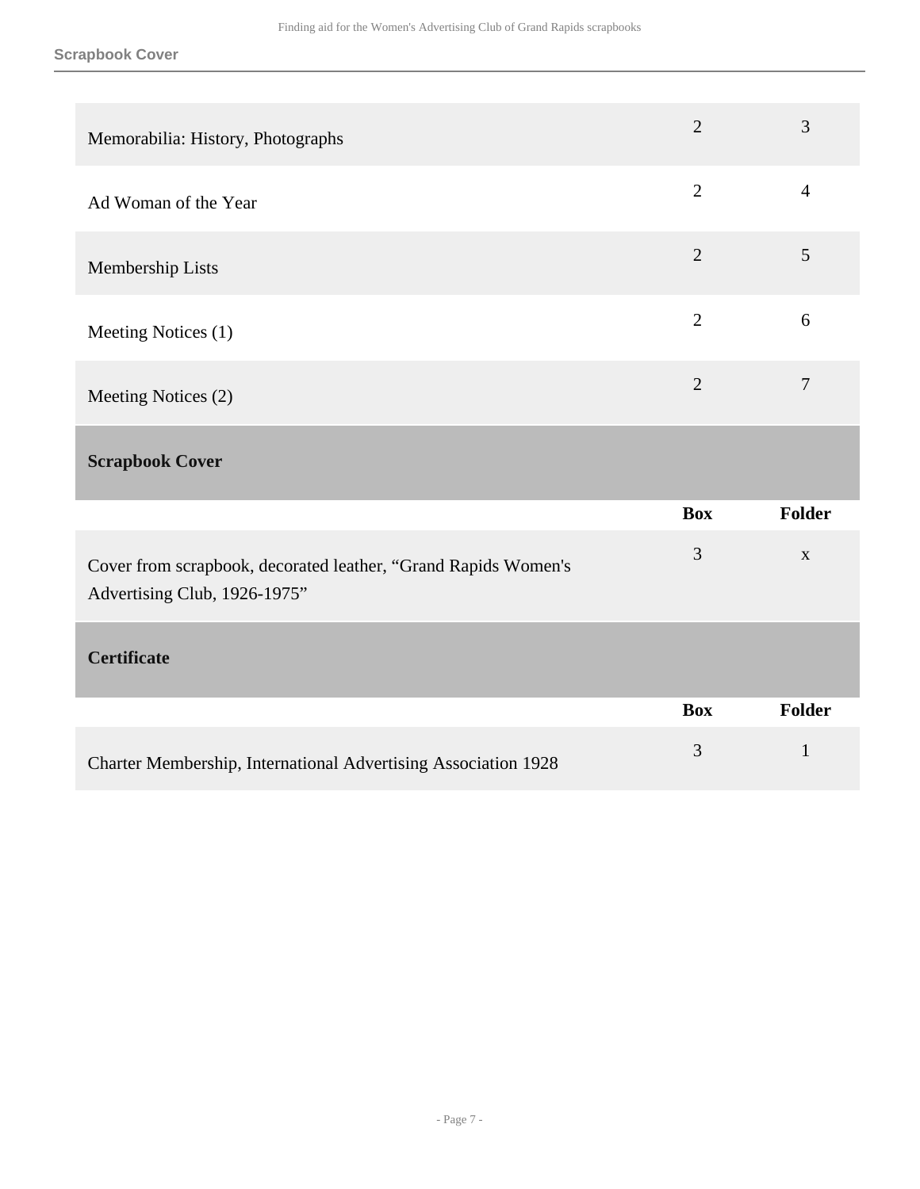| | Box | Folder |
|---|---|---|
| Memorabilia: History, Photographs | 2 | 3 |
| Ad Woman of the Year | 2 | 4 |
| Membership Lists | 2 | 5 |
| Meeting Notices (1) | 2 | 6 |
| Meeting Notices (2) | 2 | 7 |

## Scrapbook Cover

| | Box | Folder |
|---|---|---|
| Cover from scrapbook, decorated leather, “Grand Rapids Women's Advertising Club, 1926-1975” | 3 | x |

## Certificate

| | Box | Folder |
|---|---|---|
| Charter Membership, International Advertising Association 1928 | 3 | 1 |